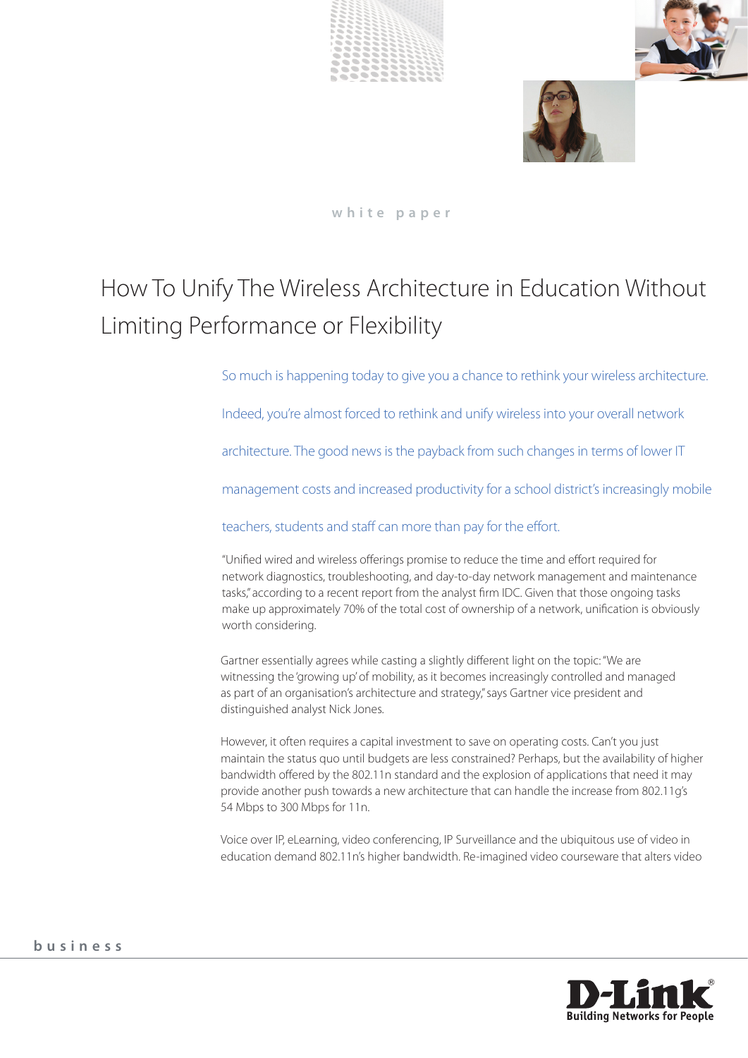white paper

# How To Unify The Wireless Architecture in Education Without Limiting Performance or Flexibility

So much is happening today to give you a chance to rethink your wireless architecture. Indeed, you're almost forced to rethink and unify wireless into your overall network architecture. The good news is the payback from such changes in terms of lower IT management costs and increased productivity for a school district's increasingly mobile teachers, students and staff can more than pay for the effort.

"Unified wired and wireless offerings promise to reduce the time and effort required for network diagnostics, troubleshooting, and day-to-day network management and maintenance tasks," according to a recent report from the analyst firm IDC. Given that those ongoing tasks make up approximately 70% of the total cost of ownership of a network, unification is obviously worth considering.

Gartner essentially agrees while casting a slightly different light on the topic: "We are witnessing the 'growing up' of mobility, as it becomes increasingly controlled and managed as part of an organisation's architecture and strategy," says Gartner vice president and distinguished analyst Nick Jones.

However, it often requires a capital investment to save on operating costs. Can't you just maintain the status quo until budgets are less constrained? Perhaps, but the availability of higher bandwidth offered by the 802.11n standard and the explosion of applications that need it may provide another push towards a new architecture that can handle the increase from 802.11g's 54 Mbps to 300 Mbps for 11n.

Voice over IP, eLearning, video conferencing, IP Surveillance and the ubiquitous use of video in education demand 802.11n's higher bandwidth. Re-imagined video courseware that alters video

business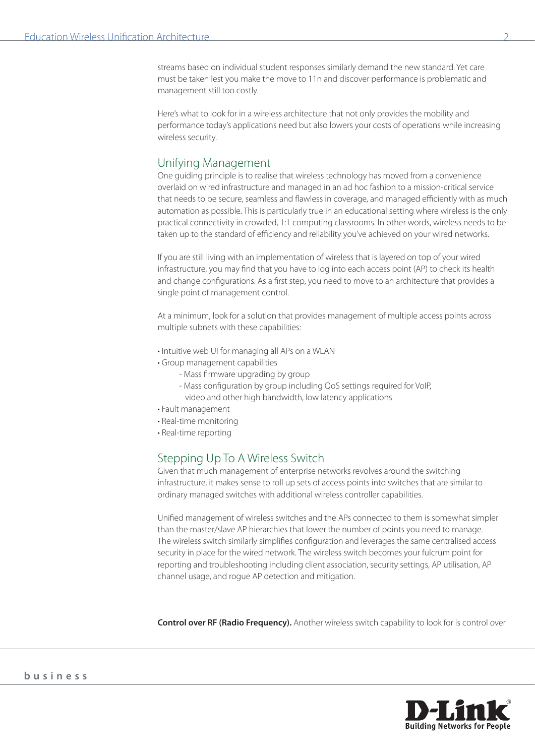streams based on individual student responses similarly demand the new standard. Yet care must be taken lest you make the move to 11n and discover performance is problematic and management still too costly.

Here's what to look for in a wireless architecture that not only provides the mobility and performance today's applications need but also lowers your costs of operations while increasing wireless security.

## Unifying Management

One guiding principle is to realise that wireless technology has moved from a convenience overlaid on wired infrastructure and managed in an ad hoc fashion to a mission-critical service that needs to be secure, seamless and flawless in coverage, and managed efficiently with as much automation as possible. This is particularly true in an educational setting where wireless is the only practical connectivity in crowded, 1:1 computing classrooms. In other words, wireless needs to be taken up to the standard of efficiency and reliability you've achieved on your wired networks.

If you are still living with an implementation of wireless that is layered on top of your wired infrastructure, you may find that you have to log into each access point (AP) to check its health and change configurations. As a first step, you need to move to an architecture that provides a single point of management control.

At a minimum, look for a solution that provides management of multiple access points across multiple subnets with these capabilities:

- Intuitive web UI for managing all APs on a WLAN
- Group management capabilities
  - Mass firmware upgrading by group
  - Mass configuration by group including QoS settings required for VoIP, video and other high bandwidth, low latency applications
- Fault management
- Real-time monitoring
- Real-time reporting

## Stepping Up To A Wireless Switch

Given that much management of enterprise networks revolves around the switching infrastructure, it makes sense to roll up sets of access points into switches that are similar to ordinary managed switches with additional wireless controller capabilities.

Unified management of wireless switches and the APs connected to them is somewhat simpler than the master/slave AP hierarchies that lower the number of points you need to manage. The wireless switch similarly simplifies configuration and leverages the same centralised access security in place for the wired network. The wireless switch becomes your fulcrum point for reporting and troubleshooting including client association, security settings, AP utilisation, AP channel usage, and rogue AP detection and mitigation.

**Control over RF (Radio Frequency).** Another wireless switch capability to look for is control over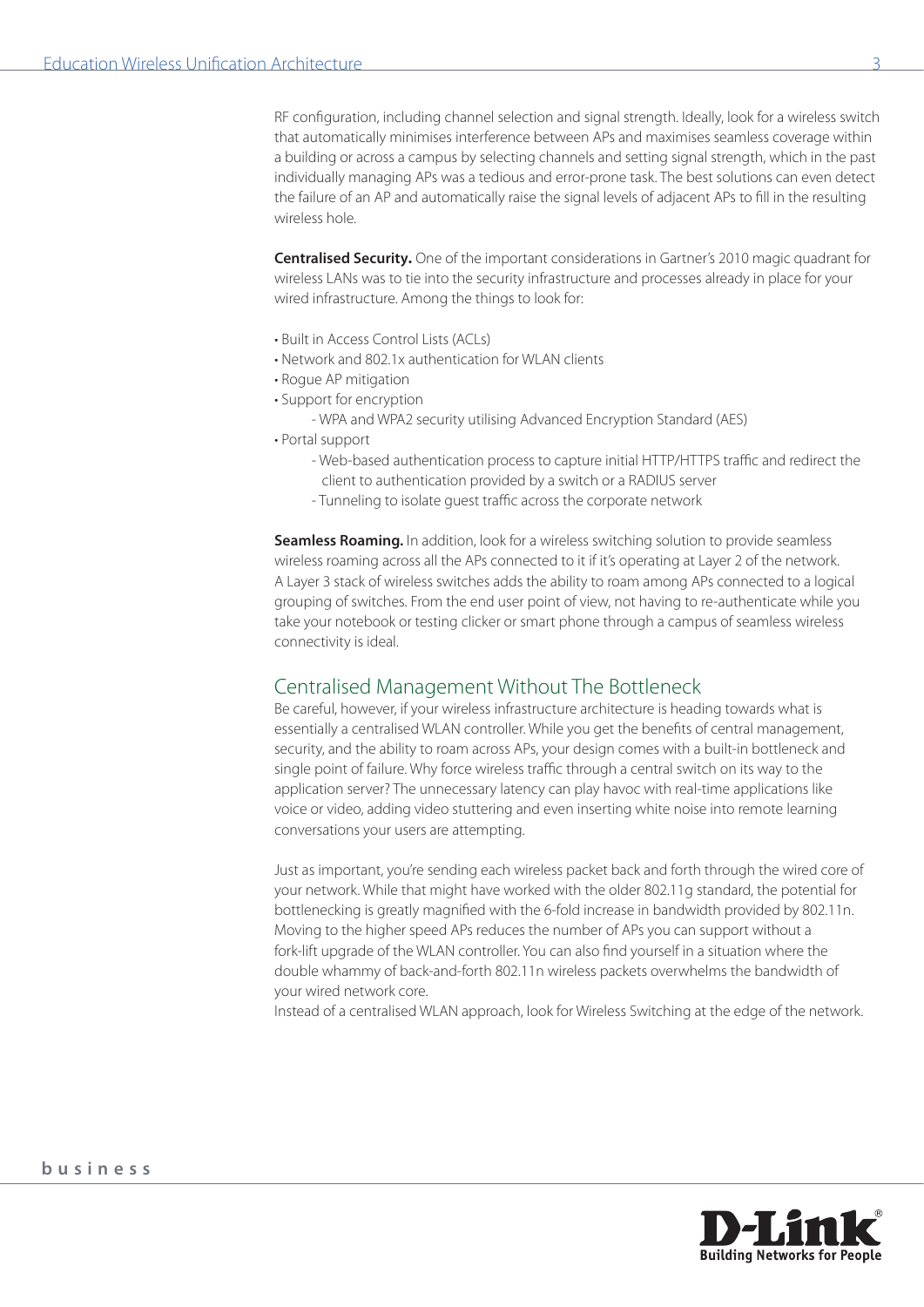RF configuration, including channel selection and signal strength. Ideally, look for a wireless switch that automatically minimises interference between APs and maximises seamless coverage within a building or across a campus by selecting channels and setting signal strength, which in the past individually managing APs was a tedious and error-prone task. The best solutions can even detect the failure of an AP and automatically raise the signal levels of adjacent APs to fill in the resulting wireless hole.

**Centralised Security.** One of the important considerations in Gartner's 2010 magic quadrant for wireless LANs was to tie into the security infrastructure and processes already in place for your wired infrastructure. Among the things to look for:

- Built in Access Control Lists (ACLs)
- Network and 802.1x authentication for WLAN clients
- Rogue AP mitigation
- Support for encryption
    - WPA and WPA2 security utilising Advanced Encryption Standard (AES)
- Portal support
    - Web-based authentication process to capture initial HTTP/HTTPS traffic and redirect the client to authentication provided by a switch or a RADIUS server
    - Tunneling to isolate guest traffic across the corporate network

**Seamless Roaming.** In addition, look for a wireless switching solution to provide seamless wireless roaming across all the APs connected to it if it's operating at Layer 2 of the network. A Layer 3 stack of wireless switches adds the ability to roam among APs connected to a logical grouping of switches. From the end user point of view, not having to re-authenticate while you take your notebook or testing clicker or smart phone through a campus of seamless wireless connectivity is ideal.

## Centralised Management Without The Bottleneck

Be careful, however, if your wireless infrastructure architecture is heading towards what is essentially a centralised WLAN controller. While you get the benefits of central management, security, and the ability to roam across APs, your design comes with a built-in bottleneck and single point of failure. Why force wireless traffic through a central switch on its way to the application server? The unnecessary latency can play havoc with real-time applications like voice or video, adding video stuttering and even inserting white noise into remote learning conversations your users are attempting.

Just as important, you're sending each wireless packet back and forth through the wired core of your network. While that might have worked with the older 802.11g standard, the potential for bottlenecking is greatly magnified with the 6-fold increase in bandwidth provided by 802.11n. Moving to the higher speed APs reduces the number of APs you can support without a fork-lift upgrade of the WLAN controller. You can also find yourself in a situation where the double whammy of back-and-forth 802.11n wireless packets overwhelms the bandwidth of your wired network core.

Instead of a centralised WLAN approach, look for Wireless Switching at the edge of the network.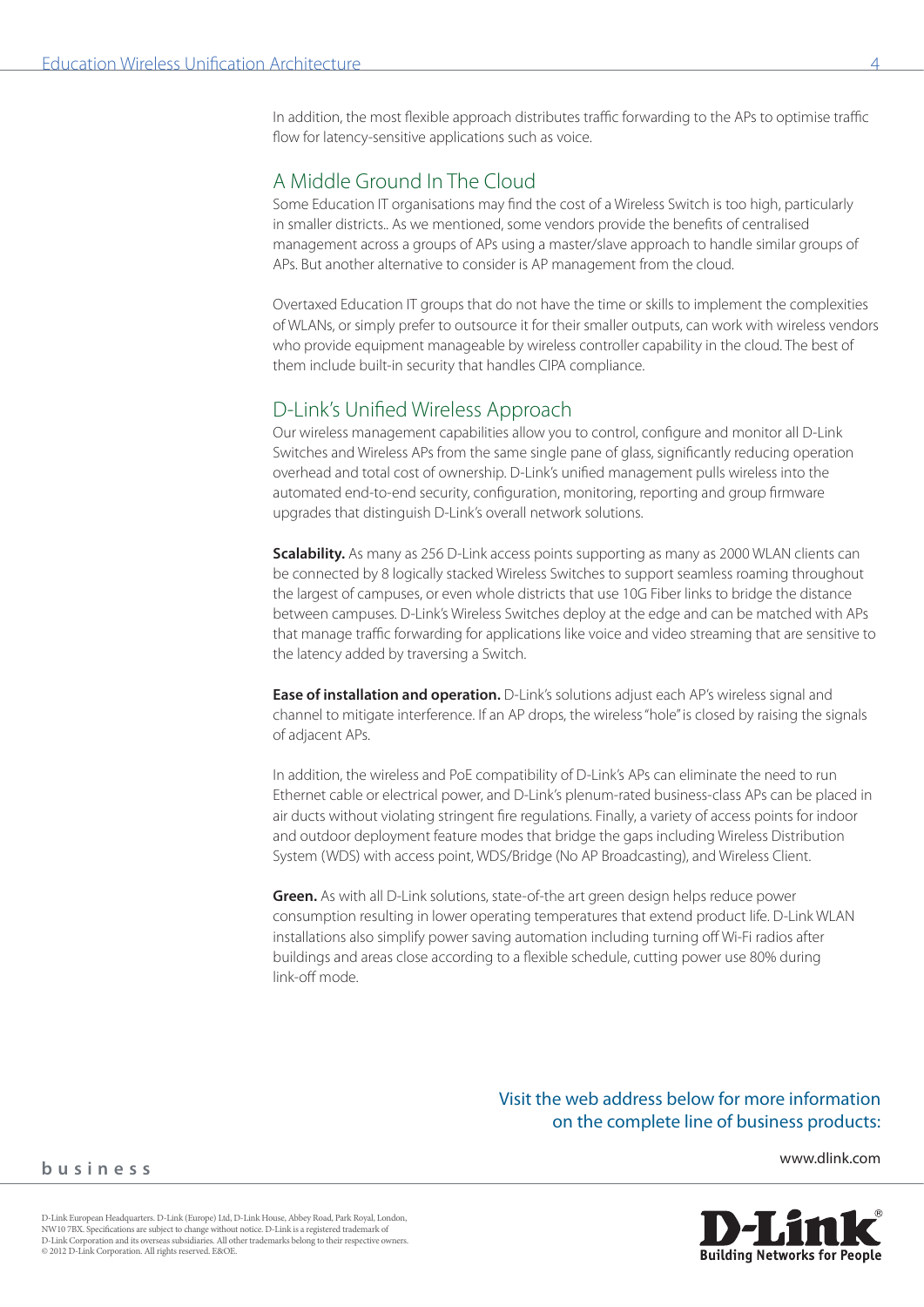In addition, the most flexible approach distributes traffic forwarding to the APs to optimise traffic flow for latency-sensitive applications such as voice.

## A Middle Ground In The Cloud

Some Education IT organisations may find the cost of a Wireless Switch is too high, particularly in smaller districts.. As we mentioned, some vendors provide the benefits of centralised management across a groups of APs using a master/slave approach to handle similar groups of APs. But another alternative to consider is AP management from the cloud.

Overtaxed Education IT groups that do not have the time or skills to implement the complexities of WLANs, or simply prefer to outsource it for their smaller outputs, can work with wireless vendors who provide equipment manageable by wireless controller capability in the cloud. The best of them include built-in security that handles CIPA compliance.

## D-Link's Unified Wireless Approach

Our wireless management capabilities allow you to control, configure and monitor all D-Link Switches and Wireless APs from the same single pane of glass, significantly reducing operation overhead and total cost of ownership. D-Link's unified management pulls wireless into the automated end-to-end security, configuration, monitoring, reporting and group firmware upgrades that distinguish D-Link's overall network solutions.

**Scalability.** As many as 256 D-Link access points supporting as many as 2000 WLAN clients can be connected by 8 logically stacked Wireless Switches to support seamless roaming throughout the largest of campuses, or even whole districts that use 10G Fiber links to bridge the distance between campuses. D-Link's Wireless Switches deploy at the edge and can be matched with APs that manage traffic forwarding for applications like voice and video streaming that are sensitive to the latency added by traversing a Switch.

**Ease of installation and operation.** D-Link's solutions adjust each AP's wireless signal and channel to mitigate interference. If an AP drops, the wireless "hole" is closed by raising the signals of adjacent APs.

In addition, the wireless and PoE compatibility of D-Link's APs can eliminate the need to run Ethernet cable or electrical power, and D-Link's plenum-rated business-class APs can be placed in air ducts without violating stringent fire regulations. Finally, a variety of access points for indoor and outdoor deployment feature modes that bridge the gaps including Wireless Distribution System (WDS) with access point, WDS/Bridge (No AP Broadcasting), and Wireless Client.

**Green.** As with all D-Link solutions, state-of-the art green design helps reduce power consumption resulting in lower operating temperatures that extend product life. D-Link WLAN installations also simplify power saving automation including turning off Wi-Fi radios after buildings and areas close according to a flexible schedule, cutting power use 80% during link-off mode.

Visit the web address below for more information on the complete line of business products:

www.dlink.com

business

D-Link European Headquarters. D-Link (Europe) Ltd, D-Link House, Abbey Road, Park Royal, London, NW10 7BX. Specifications are subject to change without notice. D-Link is a registered trademark of D-Link Corporation and its overseas subsidiaries. All other trademarks belong to their respective owners. © 2012 D-Link Corporation. All rights reserved. E&OE.

D-Link® Building Networks for People